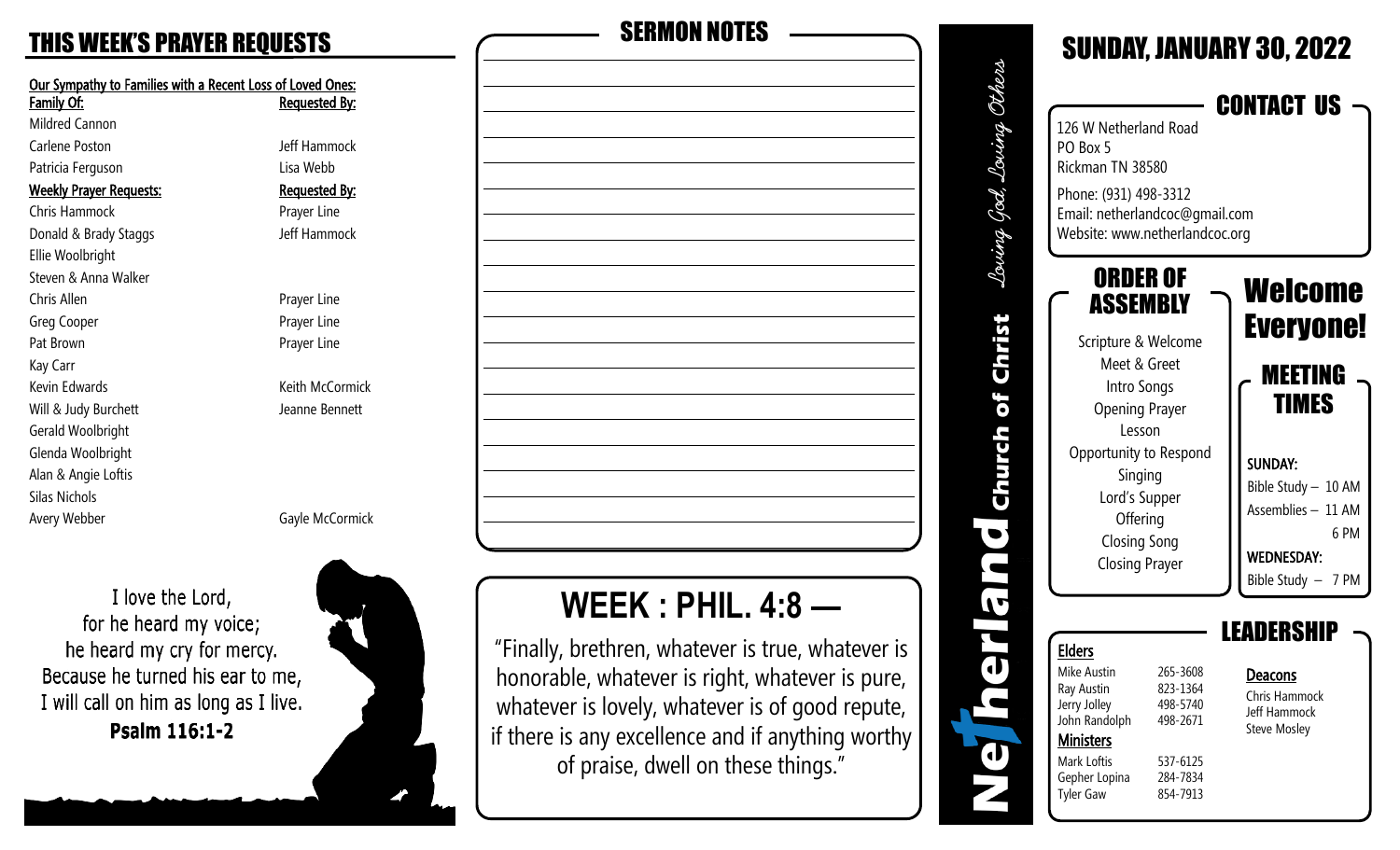# THIS WEEK'S PRAYER REQUESTS

**Our Sympathy to Families with a Recent Loss of Loved Ones:**

| Family Of: | Requested By: |
|---|---|
| Mildred Cannon | |
| Carlene Poston | Jeff Hammock |
| Patricia Ferguson | Lisa Webb |

| Weekly Prayer Requests: | Requested By: |
|---|---|
| Chris Hammock | Prayer Line |
| Donald & Brady Staggs | Jeff Hammock |
| Ellie Woolbright | |
| Steven & Anna Walker | |
| Chris Allen | Prayer Line |
| Greg Cooper | Prayer Line |
| Pat Brown | Prayer Line |
| Kay Carr | |
| Kevin Edwards | Keith McCormick |
| Will & Judy Burchett | Jeanne Bennett |
| Gerald Woolbright | |
| Glenda Woolbright | |
| Alan & Angie Loftis | |
| Silas Nichols | |
| Avery Webber | Gayle McCormick |

I love the Lord,
for he heard my voice;
he heard my cry for mercy.
Because he turned his ear to me,
I will call on him as long as I live.
**Psalm 116:1-2**

# SERMON NOTES

# WEEK : PHIL. 4:8 —

"Finally, brethren, whatever is true, whatever is honorable, whatever is right, whatever is pure, whatever is lovely, whatever is of good repute, if there is any excellence and if anything worthy of praise, dwell on these things."

**Netherland Church of Christ** *Loving God, Loving Others*

# SUNDAY, JANUARY 30, 2022

## CONTACT US

126 W Netherland Road
PO Box 5
Rickman TN 38580

Phone: (931) 498-3312
Email: netherlandcoc@gmail.com
Website: www.netherlandcoc.org

## ORDER OF ASSEMBLY

Scripture & Welcome
Meet & Greet
Intro Songs
Opening Prayer
Lesson
Opportunity to Respond
Singing
Lord's Supper
Offering
Closing Song
Closing Prayer

## Welcome Everyone!

## MEETING TIMES

**SUNDAY:**
Bible Study – 10 AM
Assemblies – 11 AM
6 PM

**WEDNESDAY:**
Bible Study – 7 PM

## LEADERSHIP

**Elders**

| | |
|---|---|
| Mike Austin | 265-3608 |
| Ray Austin | 823-1364 |
| Jerry Jolley | 498-5740 |
| John Randolph | 498-2671 |

**Ministers**

| | |
|---|---|
| Mark Loftis | 537-6125 |
| Gepher Lopina | 284-7834 |
| Tyler Gaw | 854-7913 |

**Deacons**

Chris Hammock
Jeff Hammock
Steve Mosley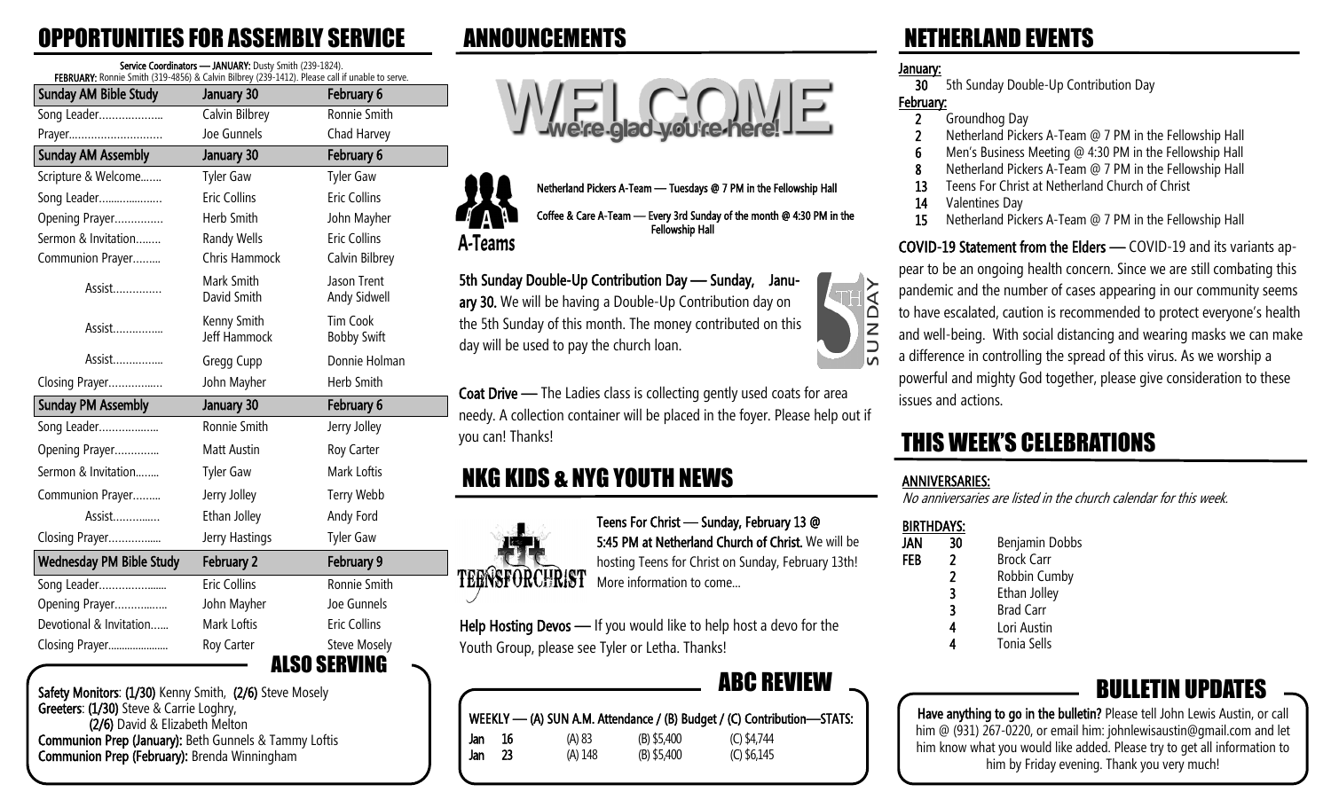# OPPORTUNITIES FOR ASSEMBLY SERVICE

**Service Coordinators — JANUARY:** Dusty Smith (239-1824).
**FEBRUARY:** Ronnie Smith (319-4856) & Calvin Bilbrey (239-1412). Please call if unable to serve.

| Sunday AM Bible Study | January 30 | February 6 |
|---|---|---|
| Song Leader.................... | Calvin Bilbrey | Ronnie Smith |
| Prayer............................. | Joe Gunnels | Chad Harvey |

| Sunday AM Assembly | January 30 | February 6 |
|---|---|---|
| Scripture & Welcome....... | Tyler Gaw | Tyler Gaw |
| Song Leader..................... | Eric Collins | Eric Collins |
| Opening Prayer............... | Herb Smith | John Mayher |
| Sermon & Invitation........ | Randy Wells | Eric Collins |
| Communion Prayer......... | Chris Hammock | Calvin Bilbrey |
| Assist............... | Mark Smith<br>David Smith | Jason Trent<br>Andy Sidwell |
| Assist................ | Kenny Smith<br>Jeff Hammock | Tim Cook<br>Bobby Swift |
| Assist................ | Gregg Cupp | Donnie Holman |
| Closing Prayer................. | John Mayher | Herb Smith |

| Sunday PM Assembly | January 30 | February 6 |
|---|---|---|
| Song Leader.................... | Ronnie Smith | Jerry Jolley |
| Opening Prayer.............. | Matt Austin | Roy Carter |
| Sermon & Invitation........ | Tyler Gaw | Mark Loftis |
| Communion Prayer......... | Jerry Jolley | Terry Webb |
| Assist.............. | Ethan Jolley | Andy Ford |
| Closing Prayer................ | Jerry Hastings | Tyler Gaw |

| Wednesday PM Bible Study | February 2 | February 9 |
|---|---|---|
| Song Leader..................... | Eric Collins | Ronnie Smith |
| Opening Prayer................. | John Mayher | Joe Gunnels |
| Devotional & Invitation...... | Mark Loftis | Eric Collins |
| Closing Prayer..................... | Roy Carter | Steve Mosely |

## ALSO SERVING

**Safety Monitors**: **(1/30)** Kenny Smith, **(2/6)** Steve Mosely
**Greeters**: **(1/30)** Steve & Carrie Loghry,
**(2/6)** David & Elizabeth Melton
**Communion Prep (January):** Beth Gunnels & Tammy Loftis
**Communion Prep (February):** Brenda Winningham

# ANNOUNCEMENTS

WELCOME
we're glad you're here!

A-Teams

**Netherland Pickers A-Team — Tuesdays @ 7 PM in the Fellowship Hall**

**Coffee & Care A-Team — Every 3rd Sunday of the month @ 4:30 PM in the Fellowship Hall**

**5th Sunday Double-Up Contribution Day — Sunday, January 30.** We will be having a Double-Up Contribution day on the 5th Sunday of this month. The money contributed on this day will be used to pay the church loan.

**Coat Drive —** The Ladies class is collecting gently used coats for area needy. A collection container will be placed in the foyer. Please help out if you can! Thanks!

# NKG KIDS & NYG YOUTH NEWS

**Teens For Christ — Sunday, February 13 @ 5:45 PM at Netherland Church of Christ.** We will be hosting Teens for Christ on Sunday, February 13th! More information to come...

**Help Hosting Devos —** If you would like to help host a devo for the Youth Group, please see Tyler or Letha. Thanks!

## ABC REVIEW

WEEKLY — (A) SUN A.M. Attendance / (B) Budget / (C) Contribution—STATS:

| | | | | |
|---|---|---|---|---|
| Jan | 16 | (A) 83 | (B) $5,400 | (C) $4,744 |
| Jan | 23 | (A) 148 | (B) $5,400 | (C) $6,145 |

# NETHERLAND EVENTS

**January:**
- **30** 5th Sunday Double-Up Contribution Day

**February:**
- **2** Groundhog Day
- **2** Netherland Pickers A-Team @ 7 PM in the Fellowship Hall
- **6** Men's Business Meeting @ 4:30 PM in the Fellowship Hall
- **8** Netherland Pickers A-Team @ 7 PM in the Fellowship Hall
- **13** Teens For Christ at Netherland Church of Christ
- **14** Valentines Day
- **15** Netherland Pickers A-Team @ 7 PM in the Fellowship Hall

**COVID-19 Statement from the Elders —** COVID-19 and its variants appear to be an ongoing health concern. Since we are still combating this pandemic and the number of cases appearing in our community seems to have escalated, caution is recommended to protect everyone's health and well-being. With social distancing and wearing masks we can make a difference in controlling the spread of this virus. As we worship a powerful and mighty God together, please give consideration to these issues and actions.

# THIS WEEK'S CELEBRATIONS

**ANNIVERSARIES:**
*No anniversaries are listed in the church calendar for this week.*

**BIRTHDAYS:**

| | | |
|---|---|---|
| JAN | 30 | Benjamin Dobbs |
| FEB | 2 | Brock Carr |
| | 2 | Robbin Cumby |
| | 3 | Ethan Jolley |
| | 3 | Brad Carr |
| | 4 | Lori Austin |
| | 4 | Tonia Sells |

## BULLETIN UPDATES

**Have anything to go in the bulletin?** Please tell John Lewis Austin, or call him @ (931) 267-0220, or email him: johnlewisaustin@gmail.com and let him know what you would like added. Please try to get all information to him by Friday evening. Thank you very much!